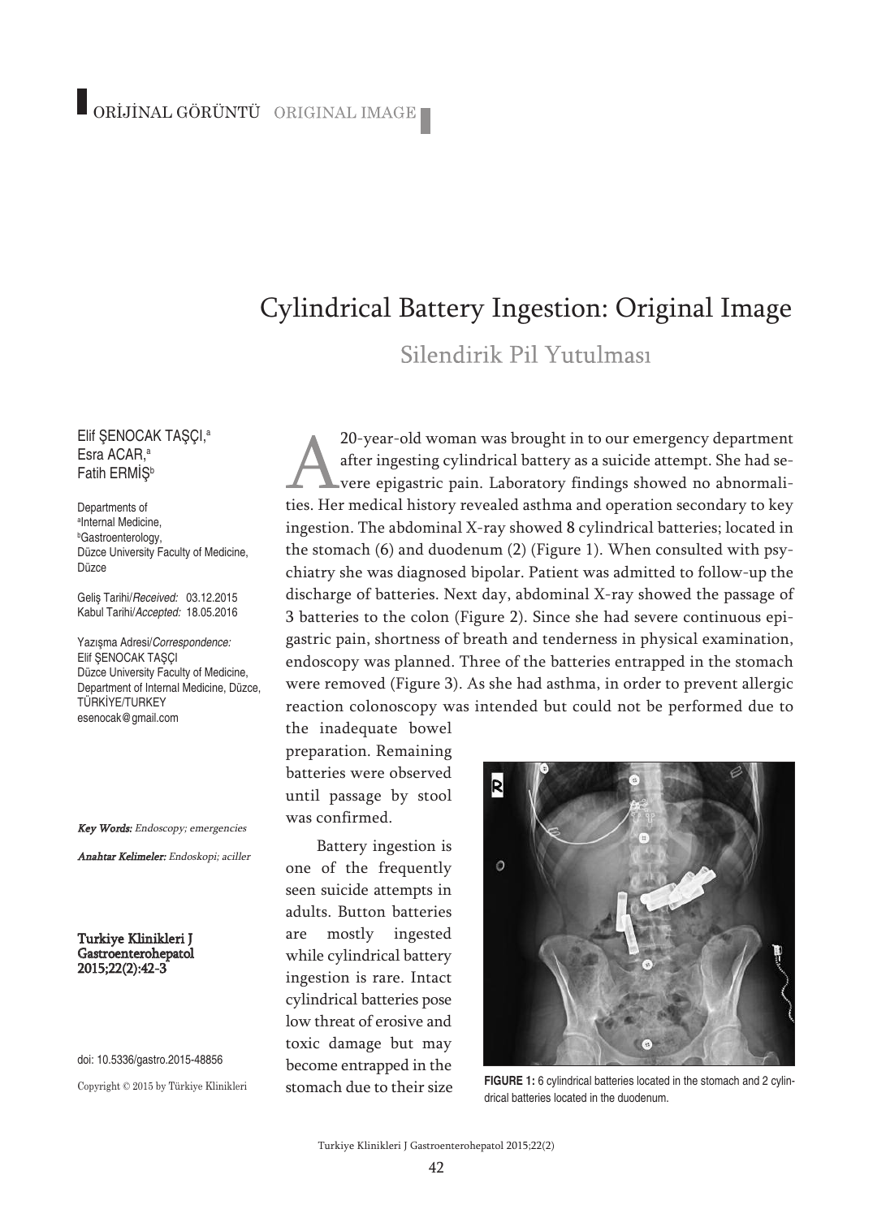ORİJİNAL GÖRÜNTÜ ORIGINAL IMAGE

# Cylindrical Battery Ingestion: Original Image

## Silendirik Pil Yutulması

Elif ŞENOCAK TAŞÇI,[a]
Esra ACAR,[a]
Fatih ERMİŞ[b]

Departments of
[a]Internal Medicine,
[b]Gastroenterology,
Düzce University Faculty of Medicine,
Düzce

Geliş Tarihi/*Received:* 03.12.2015
Kabul Tarihi/*Accepted:* 18.05.2016

Yazışma Adresi/*Correspondence:*
Elif ŞENOCAK TAŞÇI
Düzce University Faculty of Medicine,
Department of Internal Medicine, Düzce,
TÜRKİYE/TURKEY
esenocak@gmail.com

***Key Words:*** *Endoscopy; emergencies*

***Anahtar Kelimeler:*** *Endoskopi; aciller*

**Turkiye Klinikleri J Gastroenterohepatol 2015;22(2):42-3**

doi: 10.5336/gastro.2015-48856

Copyright © 2015 by Türkiye Klinikleri

A 20-year-old woman was brought in to our emergency department after ingesting cylindrical battery as a suicide attempt. She had severe epigastric pain. Laboratory findings showed no abnormalities. Her medical history revealed asthma and operation secondary to key ingestion. The abdominal X-ray showed 8 cylindrical batteries; located in the stomach (6) and duodenum (2) (Figure 1). When consulted with psychiatry she was diagnosed bipolar. Patient was admitted to follow-up the discharge of batteries. Next day, abdominal X-ray showed the passage of 3 batteries to the colon (Figure 2). Since she had severe continuous epigastric pain, shortness of breath and tenderness in physical examination, endoscopy was planned. Three of the batteries entrapped in the stomach were removed (Figure 3). As she had asthma, in order to prevent allergic reaction colonoscopy was intended but could not be performed due to the inadequate bowel preparation. Remaining batteries were observed until passage by stool was confirmed.

Battery ingestion is one of the frequently seen suicide attempts in adults. Button batteries are mostly ingested while cylindrical battery ingestion is rare. Intact cylindrical batteries pose low threat of erosive and toxic damage but may become entrapped in the stomach due to their size

**FIGURE 1:** 6 cylindrical batteries located in the stomach and 2 cylindrical batteries located in the duodenum.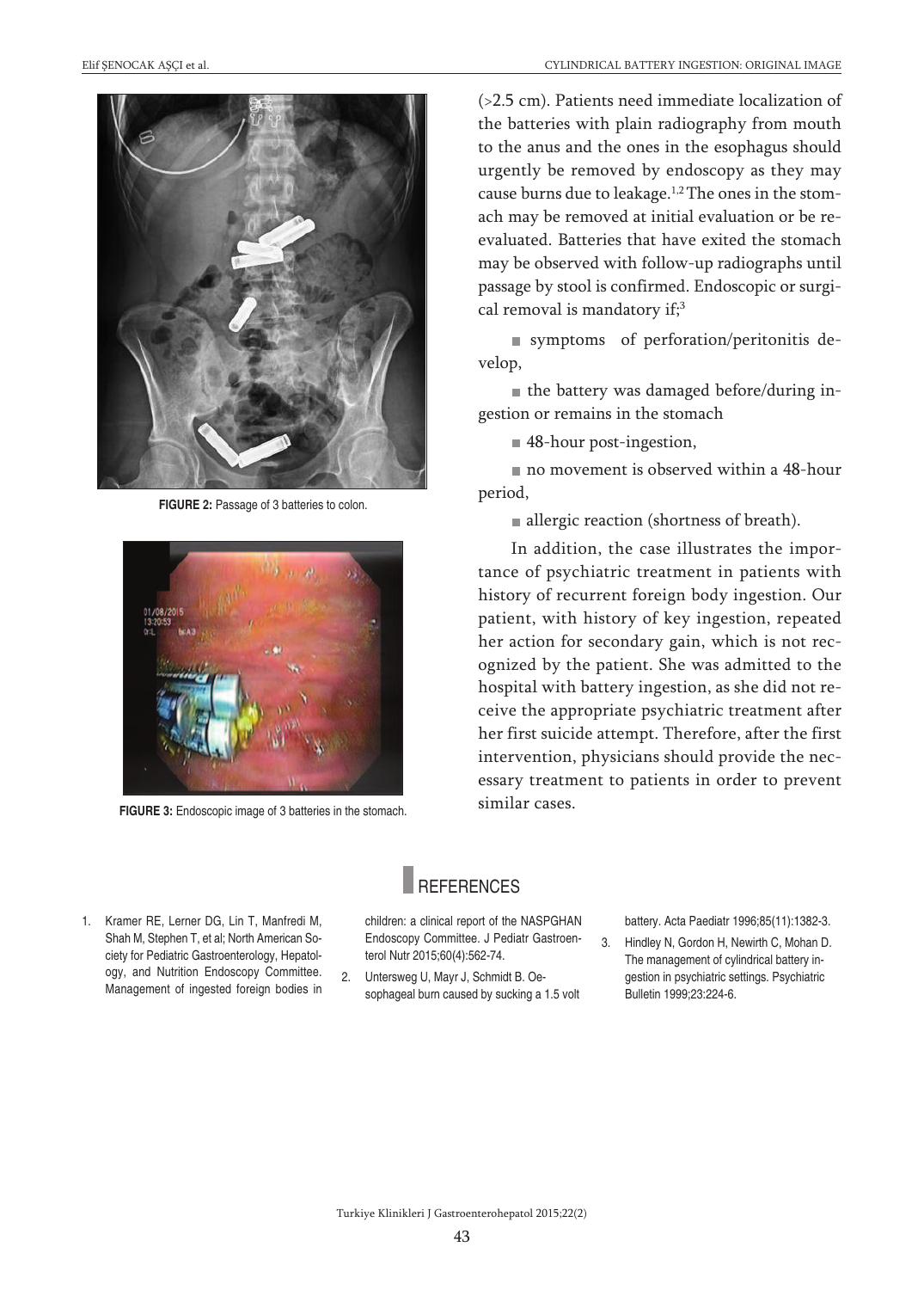FIGURE 2: Passage of 3 batteries to colon.

FIGURE 3: Endoscopic image of 3 batteries in the stomach.

(>2.5 cm). Patients need immediate localization of the batteries with plain radiography from mouth to the anus and the ones in the esophagus should urgently be removed by endoscopy as they may cause burns due to leakage.[1,2] The ones in the stomach may be removed at initial evaluation or be reevaluated. Batteries that have exited the stomach may be observed with follow-up radiographs until passage by stool is confirmed. Endoscopic or surgical removal is mandatory if;[3]

- symptoms of perforation/peritonitis develop,
- the battery was damaged before/during ingestion or remains in the stomach
- 48-hour post-ingestion,
- no movement is observed within a 48-hour period,
- allergic reaction (shortness of breath).

In addition, the case illustrates the importance of psychiatric treatment in patients with history of recurrent foreign body ingestion. Our patient, with history of key ingestion, repeated her action for secondary gain, which is not recognized by the patient. She was admitted to the hospital with battery ingestion, as she did not receive the appropriate psychiatric treatment after her first suicide attempt. Therefore, after the first intervention, physicians should provide the necessary treatment to patients in order to prevent similar cases.

## REFERENCES

1. Kramer RE, Lerner DG, Lin T, Manfredi M, Shah M, Stephen T, et al; North American Society for Pediatric Gastroenterology, Hepatology, and Nutrition Endoscopy Committee. Management of ingested foreign bodies in children: a clinical report of the NASPGHAN Endoscopy Committee. J Pediatr Gastroenterol Nutr 2015;60(4):562-74.
2. Untersweg U, Mayr J, Schmidt B. Oesophageal burn caused by sucking a 1.5 volt battery. Acta Paediatr 1996;85(11):1382-3.
3. Hindley N, Gordon H, Newirth C, Mohan D. The management of cylindrical battery ingestion in psychiatric settings. Psychiatric Bulletin 1999;23:224-6.